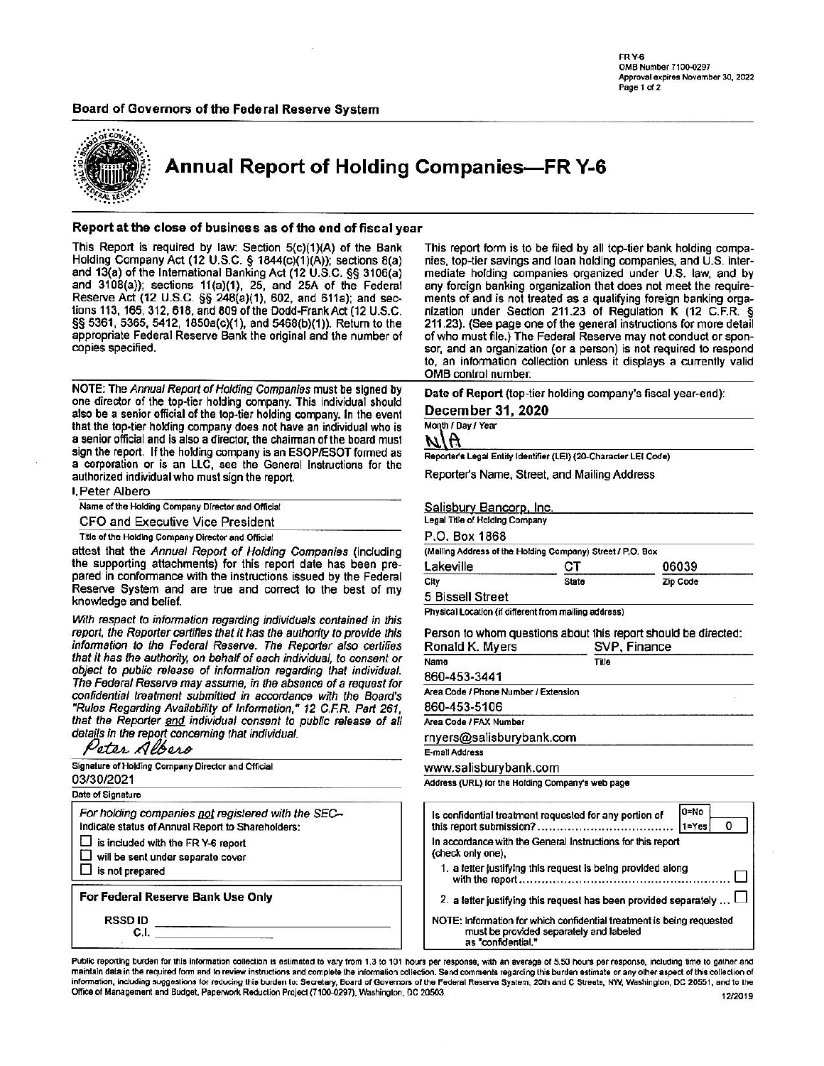FR Y-6
OMB Number 7100-0297
Approval expires November 30, 2022
Page 1 of 2

**Board of Governors of the Federal Reserve System**

# Annual Report of Holding Companies—FR Y-6

### Report at the close of business as of the end of fiscal year

This Report is required by law: Section 5(c)(1)(A) of the Bank Holding Company Act (12 U.S.C. § 1844(c)(1)(A)); sections 8(a) and 13(a) of the International Banking Act (12 U.S.C. §§ 3106(a) and 3108(a)); sections 11(a)(1), 25, and 25A of the Federal Reserve Act (12 U.S.C. §§ 248(a)(1), 602, and 611a); and sections 113, 165, 312, 618, and 809 of the Dodd-Frank Act (12 U.S.C. §§ 5361, 5365, 5412, 1850a(c)(1), and 5468(b)(1)). Return to the appropriate Federal Reserve Bank the original and the number of copies specified.

This report form is to be filed by all top-tier bank holding companies, top-tier savings and loan holding companies, and U.S. intermediate holding companies organized under U.S. law, and by any foreign banking organization that does not meet the requirements of and is not treated as a qualifying foreign banking organization under Section 211.23 of Regulation K (12 C.F.R. § 211.23). (See page one of the general instructions for more detail of who must file.) The Federal Reserve may not conduct or sponsor, and an organization (or a person) is not required to respond to, an information collection unless it displays a currently valid OMB control number.

NOTE: The *Annual Report of Holding Companies* must be signed by one director of the top-tier holding company. This individual should also be a senior official of the top-tier holding company. In the event that the top-tier holding company does not have an individual who is a senior official and is also a director, the chairman of the board must sign the report. If the holding company is an ESOP/ESOT formed as a corporation or is an LLC, see the General Instructions for the authorized individual who must sign the report.

I, Peter Albero
Name of the Holding Company Director and Official

CFO and Executive Vice President
Title of the Holding Company Director and Official

attest that the *Annual Report of Holding Companies* (including the supporting attachments) for this report date has been prepared in conformance with the instructions issued by the Federal Reserve System and are true and correct to the best of my knowledge and belief.

*With respect to information regarding individuals contained in this report, the Reporter certifies that it has the authority to provide this information to the Federal Reserve. The Reporter also certifies that it has the authority, on behalf of each individual, to consent or object to public release of information regarding that individual. The Federal Reserve may assume, in the absence of a request for confidential treatment submitted in accordance with the Board's "Rules Regarding Availability of Information," 12 C.F.R. Part 261, that the Reporter and individual consent to public release of all details in the report concerning that individual.*

Peter Albero
Signature of Holding Company Director and Official

03/30/2021
Date of Signature

*For holding companies not registered with the SEC–*
Indicate status of Annual Report to Shareholders:

- ☐ is included with the FR Y-6 report
- ☐ will be sent under separate cover
- ☐ is not prepared

**For Federal Reserve Bank Use Only**

RSSD ID ______
C.I. ______

**Date of Report** (top-tier holding company's fiscal year-end):

**December 31, 2020**
Month / Day / Year

N/A
Reporter's Legal Entity Identifier (LEI) (20-Character LEI Code)

Reporter's Name, Street, and Mailing Address

Salisbury Bancorp, Inc.
Legal Title of Holding Company

P.O. Box 1868
(Mailing Address of the Holding Company) Street / P.O. Box

| Lakeville | CT | 06039 |
|---|---|---|
| City | State | Zip Code |

5 Bissell Street
Physical Location (if different from mailing address)

Person to whom questions about this report should be directed:

| Ronald K. Myers | SVP, Finance |
|---|---|
| Name | Title |

860-453-3441
Area Code / Phone Number / Extension

860-453-5106
Area Code / FAX Number

rmyers@salisburybank.com
E-mail Address

www.salisburybank.com
Address (URL) for the Holding Company's web page

Is confidential treatment requested for any portion of this report submission? (0=No, 1=Yes) 0

In accordance with the General Instructions for this report (check only one),

1. a letter justifying this request is being provided along with the report ☐
2. a letter justifying this request has been provided separately ... ☐

NOTE: Information for which confidential treatment is being requested must be provided separately and labeled as "confidential."

Public reporting burden for this information collection is estimated to vary from 1.3 to 101 hours per response, with an average of 5.50 hours per response, including time to gather and maintain data in the required form and to review instructions and complete the information collection. Send comments regarding this burden estimate or any other aspect of this collection of information, including suggestions for reducing this burden to: Secretary, Board of Governors of the Federal Reserve System, 20th and C Streets, NW, Washington, DC 20551, and to the Office of Management and Budget, Paperwork Reduction Project (7100-0297), Washington, DC 20503.

12/2019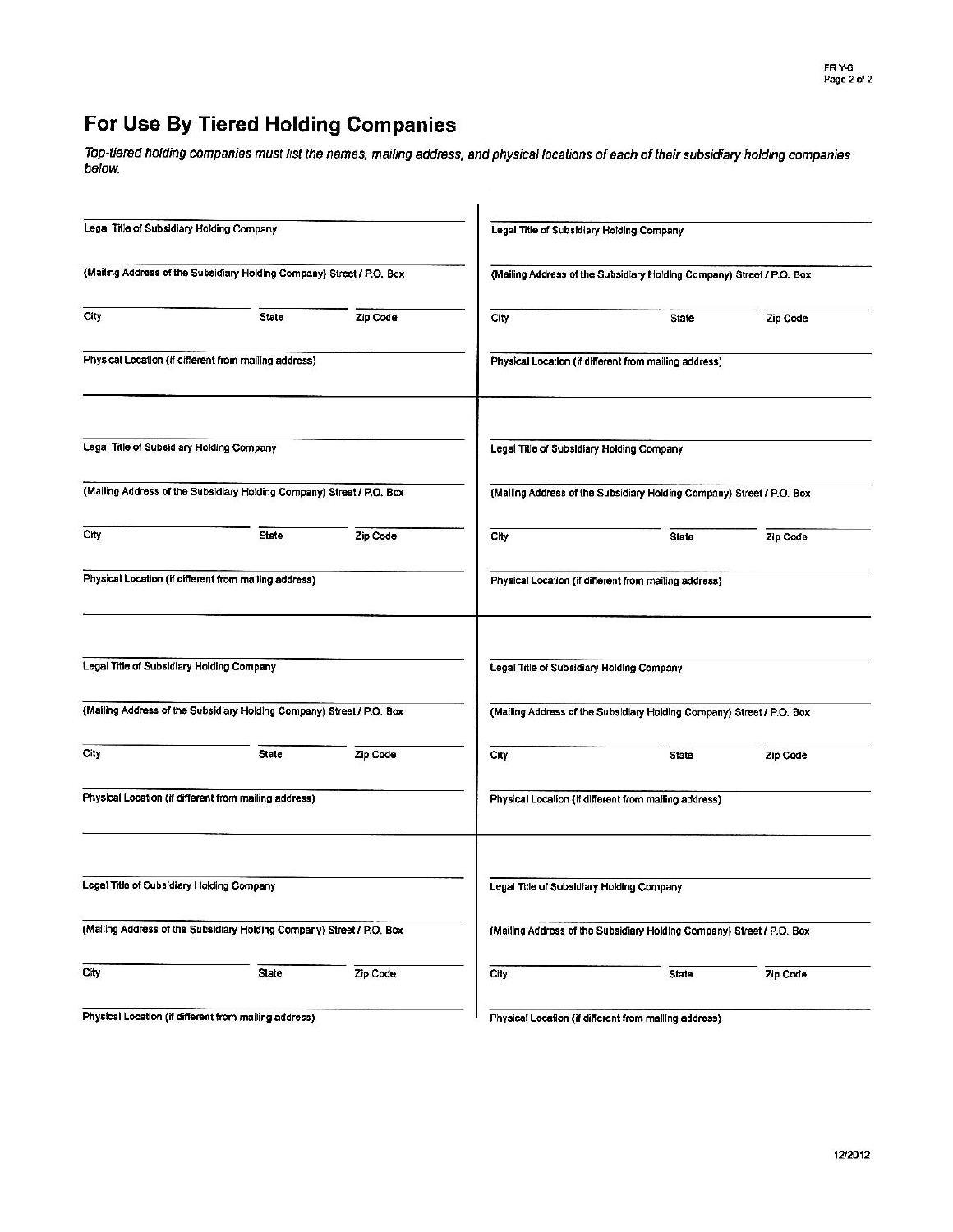## For Use By Tiered Holding Companies

*Top-tiered holding companies must list the names, mailing address, and physical locations of each of their subsidiary holding companies below.*

Legal Title of Subsidiary Holding Company

(Mailing Address of the Subsidiary Holding Company) Street / P.O. Box

City | State | Zip Code

Physical Location (if different from mailing address)

Legal Title of Subsidiary Holding Company

(Mailing Address of the Subsidiary Holding Company) Street / P.O. Box

City | State | Zip Code

Physical Location (if different from mailing address)

Legal Title of Subsidiary Holding Company

(Mailing Address of the Subsidiary Holding Company) Street / P.O. Box

City | State | Zip Code

Physical Location (if different from mailing address)

Legal Title of Subsidiary Holding Company

(Mailing Address of the Subsidiary Holding Company) Street / P.O. Box

City | State | Zip Code

Physical Location (if different from mailing address)

Legal Title of Subsidiary Holding Company

(Mailing Address of the Subsidiary Holding Company) Street / P.O. Box

City | State | Zip Code

Physical Location (if different from mailing address)

Legal Title of Subsidiary Holding Company

(Mailing Address of the Subsidiary Holding Company) Street / P.O. Box

City | State | Zip Code

Physical Location (if different from mailing address)

Legal Title of Subsidiary Holding Company

(Mailing Address of the Subsidiary Holding Company) Street / P.O. Box

City | State | Zip Code

Physical Location (if different from mailing address)

Legal Title of Subsidiary Holding Company

(Mailing Address of the Subsidiary Holding Company) Street / P.O. Box

City | State | Zip Code

Physical Location (if different from mailing address)

12/2012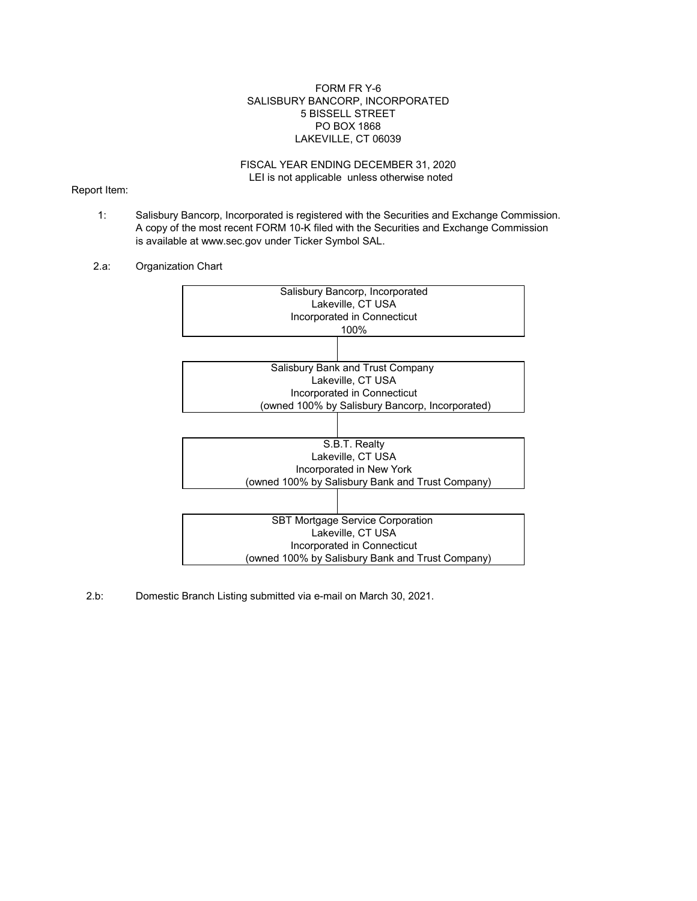FORM FR Y-6
SALISBURY BANCORP, INCORPORATED
5 BISSELL STREET
PO BOX 1868
LAKEVILLE, CT 06039

FISCAL YEAR ENDING DECEMBER 31, 2020
LEI is not applicable unless otherwise noted

Report Item:

1: Salisbury Bancorp, Incorporated is registered with the Securities and Exchange Commission. A copy of the most recent FORM 10-K filed with the Securities and Exchange Commission is available at www.sec.gov under Ticker Symbol SAL.

2.a: Organization Chart

Salisbury Bancorp, Incorporated
Lakeville, CT USA
Incorporated in Connecticut
100%

Salisbury Bank and Trust Company
Lakeville, CT USA
Incorporated in Connecticut
(owned 100% by Salisbury Bancorp, Incorporated)

S.B.T. Realty
Lakeville, CT USA
Incorporated in New York
(owned 100% by Salisbury Bank and Trust Company)

SBT Mortgage Service Corporation
Lakeville, CT USA
Incorporated in Connecticut
(owned 100% by Salisbury Bank and Trust Company)

2.b: Domestic Branch Listing submitted via e-mail on March 30, 2021.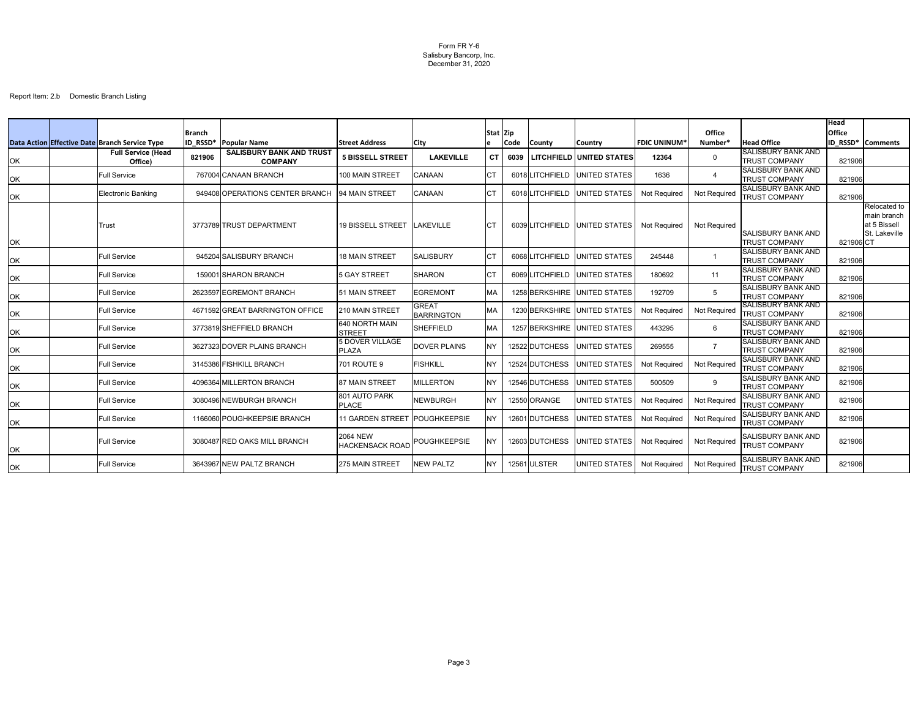Form FR Y-6
Salisbury Bancorp, Inc.
December 31, 2020

Report Item: 2.b Domestic Branch Listing

| Data Action | Effective Date | Branch Service Type | Branch ID_RSSD* | Popular Name | Street Address | City | State | Zip Code | County | Country | FDIC UNINUM* | Office Number* | Head Office | Head Office ID_RSSD* | Comments |
|---|---|---|---|---|---|---|---|---|---|---|---|---|---|---|---|
| OK | | **Full Service (Head Office)** | **821906** | **SALISBURY BANK AND TRUST COMPANY** | **5 BISSELL STREET** | **LAKEVILLE** | **CT** | **6039** | **LITCHFIELD** | **UNITED STATES** | **12364** | **0** | SALISBURY BANK AND TRUST COMPANY | 821906 | |
| OK | | Full Service | 767004 | CANAAN BRANCH | 100 MAIN STREET | CANAAN | CT | 6018 | LITCHFIELD | UNITED STATES | 1636 | 4 | SALISBURY BANK AND TRUST COMPANY | 821906 | |
| OK | | Electronic Banking | 949408 | OPERATIONS CENTER BRANCH | 94 MAIN STREET | CANAAN | CT | 6018 | LITCHFIELD | UNITED STATES | Not Required | Not Required | SALISBURY BANK AND TRUST COMPANY | 821906 | |
| OK | | Trust | 3773789 | TRUST DEPARTMENT | 19 BISSELL STREET | LAKEVILLE | CT | 6039 | LITCHFIELD | UNITED STATES | Not Required | Not Required | SALISBURY BANK AND TRUST COMPANY | 821906 | Relocated to main branch at 5 Bissell St. Lakeville CT |
| OK | | Full Service | 945204 | SALISBURY BRANCH | 18 MAIN STREET | SALISBURY | CT | 6068 | LITCHFIELD | UNITED STATES | 245448 | 1 | SALISBURY BANK AND TRUST COMPANY | 821906 | |
| OK | | Full Service | 159001 | SHARON BRANCH | 5 GAY STREET | SHARON | CT | 6069 | LITCHFIELD | UNITED STATES | 180692 | 11 | SALISBURY BANK AND TRUST COMPANY | 821906 | |
| OK | | Full Service | 2623597 | EGREMONT BRANCH | 51 MAIN STREET | EGREMONT | MA | 1258 | BERKSHIRE | UNITED STATES | 192709 | 5 | SALISBURY BANK AND TRUST COMPANY | 821906 | |
| OK | | Full Service | 4671592 | GREAT BARRINGTON OFFICE | 210 MAIN STREET | GREAT BARRINGTON | MA | 1230 | BERKSHIRE | UNITED STATES | Not Required | Not Required | SALISBURY BANK AND TRUST COMPANY | 821906 | |
| OK | | Full Service | 3773819 | SHEFFIELD BRANCH | 640 NORTH MAIN STREET | SHEFFIELD | MA | 1257 | BERKSHIRE | UNITED STATES | 443295 | 6 | SALISBURY BANK AND TRUST COMPANY | 821906 | |
| OK | | Full Service | 3627323 | DOVER PLAINS BRANCH | 5 DOVER VILLAGE PLAZA | DOVER PLAINS | NY | 12522 | DUTCHESS | UNITED STATES | 269555 | 7 | SALISBURY BANK AND TRUST COMPANY | 821906 | |
| OK | | Full Service | 3145386 | FISHKILL BRANCH | 701 ROUTE 9 | FISHKILL | NY | 12524 | DUTCHESS | UNITED STATES | Not Required | Not Required | SALISBURY BANK AND TRUST COMPANY | 821906 | |
| OK | | Full Service | 4096364 | MILLERTON BRANCH | 87 MAIN STREET | MILLERTON | NY | 12546 | DUTCHESS | UNITED STATES | 500509 | 9 | SALISBURY BANK AND TRUST COMPANY | 821906 | |
| OK | | Full Service | 3080496 | NEWBURGH BRANCH | 801 AUTO PARK PLACE | NEWBURGH | NY | 12550 | ORANGE | UNITED STATES | Not Required | Not Required | SALISBURY BANK AND TRUST COMPANY | 821906 | |
| OK | | Full Service | 1166060 | POUGHKEEPSIE BRANCH | 11 GARDEN STREET | POUGHKEEPSIE | NY | 12601 | DUTCHESS | UNITED STATES | Not Required | Not Required | SALISBURY BANK AND TRUST COMPANY | 821906 | |
| OK | | Full Service | 3080487 | RED OAKS MILL BRANCH | 2064 NEW HACKENSACK ROAD | POUGHKEEPSIE | NY | 12603 | DUTCHESS | UNITED STATES | Not Required | Not Required | SALISBURY BANK AND TRUST COMPANY | 821906 | |
| OK | | Full Service | 3643967 | NEW PALTZ BRANCH | 275 MAIN STREET | NEW PALTZ | NY | 12561 | ULSTER | UNITED STATES | Not Required | Not Required | SALISBURY BANK AND TRUST COMPANY | 821906 | |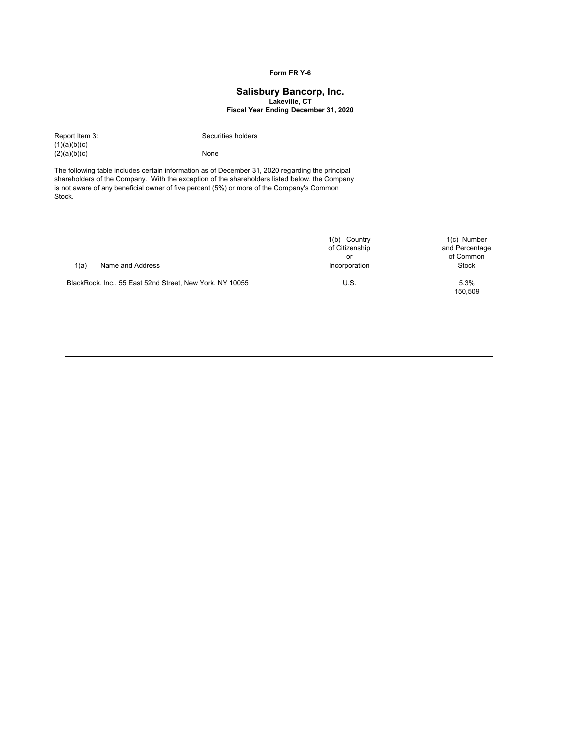**Form FR Y-6**

# Salisbury Bancorp, Inc.

**Lakeville, CT**

**Fiscal Year Ending December 31, 2020**

Report Item 3: Securities holders

(1)(a)(b)(c)

(2)(a)(b)(c) None

The following table includes certain information as of December 31, 2020 regarding the principal shareholders of the Company. With the exception of the shareholders listed below, the Company is not aware of any beneficial owner of five percent (5%) or more of the Company's Common Stock.

| 1(a) Name and Address | 1(b) Country of Citizenship or Incorporation | 1(c) Number and Percentage of Common Stock |
|---|---|---|
| BlackRock, Inc., 55 East 52nd Street, New York, NY 10055 | U.S. | 5.3% 150,509 |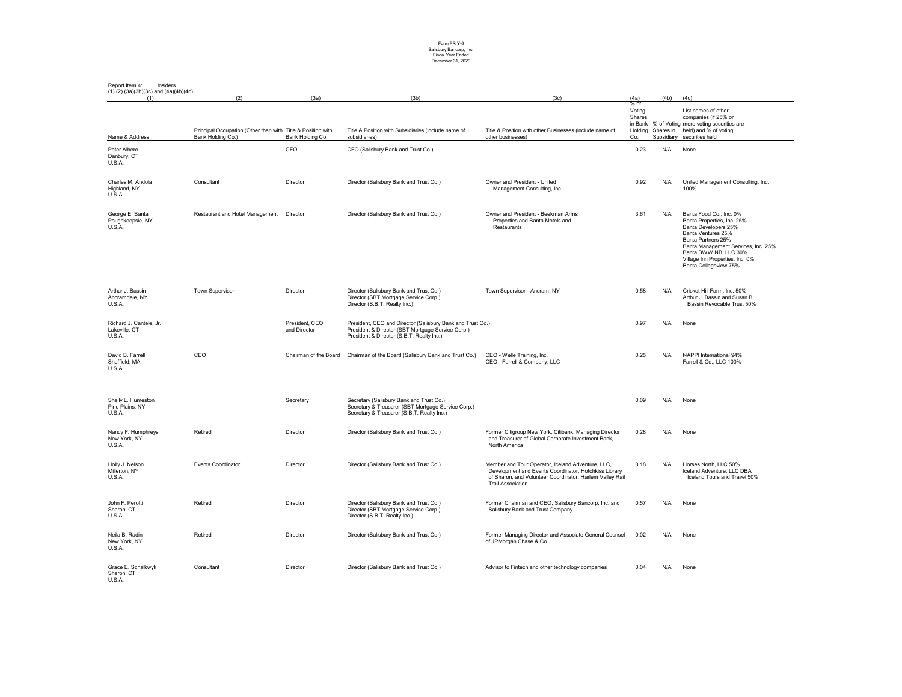Form FR Y-6
Salisbury Bancorp, Inc.
Fiscal Year Ended
December 31, 2020

Report Item 4: Insiders
(1) (2) (3a)(3b)(3c) and (4a)(4b)(4c)

| (1) Name & Address | (2) Principal Occupation (Other than with Bank Holding Co.) | (3a) Title & Position with Bank Holding Co. | (3b) Title & Position with Subsidiaries (include name of subsidiaries) | (3c) Title & Position with other Businesses (include name of other businesses) | (4a) % of Voting Shares in Bank Holding Co. | (4b) % of Voting Shares in Subsidiary | (4c) List names of other companies (if 25% or more voting securities are held) and % of voting securities held |
|---|---|---|---|---|---|---|---|
| Peter Albero<br>Danbury, CT<br>U.S.A. | | CFO | CFO (Salisbury Bank and Trust Co.) | | 0.23 | N/A | None |
| Charles M. Andola<br>Highland, NY<br>U.S.A. | Consultant | Director | Director (Salisbury Bank and Trust Co.) | Owner and President - United Management Consulting, Inc. | 0.92 | N/A | United Management Consulting, Inc. 100% |
| George E. Banta<br>Poughkeepsie, NY<br>U.S.A. | Restaurant and Hotel Management | Director | Director (Salisbury Bank and Trust Co.) | Owner and President - Beekman Arms Properties and Banta Motels and Restaurants | 3.61 | N/A | Banta Food Co., Inc. 0%<br>Banta Properties, Inc. 25%<br>Banta Developers 25%<br>Banta Ventures 25%<br>Banta Partners 25%<br>Banta Management Services, Inc. 25%<br>Banta BWW NB, LLC 30%<br>Village Inn Properties, Inc. 0%<br>Banta Collegeview 75% |
| Arthur J. Bassin<br>Ancramdale, NY<br>U.S.A. | Town Supervisor | Director | Director (Salisbury Bank and Trust Co.)<br>Director (SBT Mortgage Service Corp.)<br>Director (S.B.T. Realty Inc.) | Town Supervisor - Ancram, NY | 0.58 | N/A | Cricket Hill Farm, Inc. 50%<br>Arthur J. Bassin and Susan B. Bassin Revocable Trust 50% |
| Richard J. Cantele, Jr.<br>Lakeville, CT<br>U.S.A. | | President, CEO and Director | President, CEO and Director (Salisbury Bank and Trust Co.)<br>President & Director (SBT Mortgage Service Corp.)<br>President & Director (S.B.T. Realty Inc.) | | 0.97 | N/A | None |
| David B. Farrell<br>Sheffield, MA<br>U.S.A. | CEO | Chairman of the Board | Chairman of the Board (Salisbury Bank and Trust Co.) | CEO - Welle Training, Inc.<br>CEO - Farrell & Company, LLC | 0.25 | N/A | NAPPI International 94%<br>Farrell & Co., LLC 100% |
| Shelly L. Humeston<br>Pine Plains, NY<br>U.S.A. | | Secretary | Secretary (Salisbury Bank and Trust Co.)<br>Secretary & Treasurer (SBT Mortgage Service Corp.)<br>Secretary & Treasurer (S.B.T. Realty Inc.) | | 0.09 | N/A | None |
| Nancy F. Humphreys<br>New York, NY<br>U.S.A. | Retired | Director | Director (Salisbury Bank and Trust Co.) | Former Citigroup New York, Citibank, Managing Director and Treasurer of Global Corporate Investment Bank, North America | 0.28 | N/A | None |
| Holly J. Nelson<br>Millerton, NY<br>U.S.A. | Events Coordinator | Director | Director (Salisbury Bank and Trust Co.) | Member and Tour Operator, Iceland Adventure, LLC, Development and Events Coordinator, Hotchkiss Library of Sharon, and Volunteer Coordinator, Harlem Valley Rail Trail Association | 0.18 | N/A | Horses North, LLC 50%<br>Iceland Adventure, LLC DBA Iceland Tours and Travel 50% |
| John F. Perotti<br>Sharon, CT<br>U.S.A. | Retired | Director | Director (Salisbury Bank and Trust Co.)<br>Director (SBT Mortgage Service Corp.)<br>Director (S.B.T. Realty Inc.) | Former Chairman and CEO, Salisbury Bancorp, Inc. and Salisbury Bank and Trust Company | 0.57 | N/A | None |
| Neila B. Radin<br>New York, NY<br>U.S.A. | Retired | Director | Director (Salisbury Bank and Trust Co.) | Former Managing Director and Associate General Counsel of JPMorgan Chase & Co. | 0.02 | N/A | None |
| Grace E. Schalkwyk<br>Sharon, CT<br>U.S.A. | Consultant | Director | Director (Salisbury Bank and Trust Co.) | Advisor to Fintech and other technology companies | 0.04 | N/A | None |